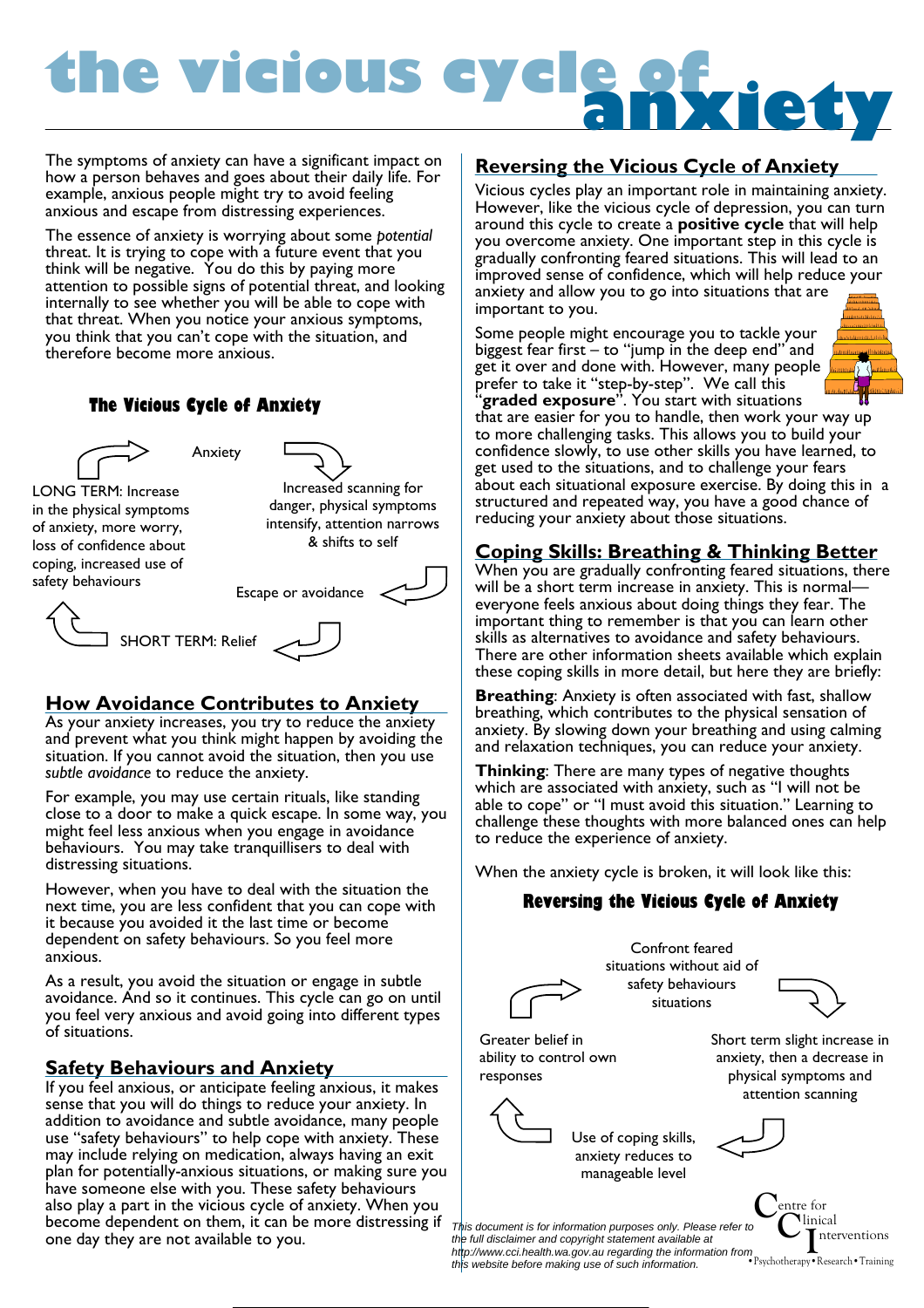# the vicious cycle of anxiety

The symptoms of anxiety can have a significant impact on how a person behaves and goes about their daily life. For example, anxious people might try to avoid feeling anxious and escape from distressing experiences.

The essence of anxiety is worrying about some *potential* threat. It is trying to cope with a future event that you think will be negative. You do this by paying more attention to possible signs of potential threat, and looking internally to see whether you will be able to cope with that threat. When you notice your anxious symptoms, you think that you can't cope with the situation, and therefore become more anxious.

### The Vicious Cycle of Anxiety

Anxiety

Increased scanning for danger, physical symptoms intensify, attention narrows & shifts to self

Escape or avoidance

SHORT TERM: Relief

LONG TERM: Increase in the physical symptoms of anxiety, more worry, loss of confidence about coping, increased use of safety behaviours

## How Avoidance Contributes to Anxiety

As your anxiety increases, you try to reduce the anxiety and prevent what you think might happen by avoiding the situation. If you cannot avoid the situation, then you use *subtle avoidance* to reduce the anxiety.

For example, you may use certain rituals, like standing close to a door to make a quick escape. In some way, you might feel less anxious when you engage in avoidance behaviours. You may take tranquillisers to deal with distressing situations.

However, when you have to deal with the situation the next time, you are less confident that you can cope with it because you avoided it the last time or become dependent on safety behaviours. So you feel more anxious.

As a result, you avoid the situation or engage in subtle avoidance. And so it continues. This cycle can go on until you feel very anxious and avoid going into different types of situations.

## Safety Behaviours and Anxiety

If you feel anxious, or anticipate feeling anxious, it makes sense that you will do things to reduce your anxiety. In addition to avoidance and subtle avoidance, many people use "safety behaviours" to help cope with anxiety. These may include relying on medication, always having an exit plan for potentially-anxious situations, or making sure you have someone else with you. These safety behaviours also play a part in the vicious cycle of anxiety. When you become dependent on them, it can be more distressing if one day they are not available to you.

## Reversing the Vicious Cycle of Anxiety

Vicious cycles play an important role in maintaining anxiety. However, like the vicious cycle of depression, you can turn around this cycle to create a **positive cycle** that will help you overcome anxiety. One important step in this cycle is gradually confronting feared situations. This will lead to an improved sense of confidence, which will help reduce your anxiety and allow you to go into situations that are important to you.

Some people might encourage you to tackle your biggest fear first – to "jump in the deep end" and get it over and done with. However, many people prefer to take it "step-by-step". We call this "**graded exposure**". You start with situations that are easier for you to handle, then work your way up to more challenging tasks. This allows you to build your confidence slowly, to use other skills you have learned, to get used to the situations, and to challenge your fears about each situational exposure exercise. By doing this in a structured and repeated way, you have a good chance of reducing your anxiety about those situations.

## Coping Skills: Breathing & Thinking Better

When you are gradually confronting feared situations, there will be a short term increase in anxiety. This is normal—everyone feels anxious about doing things they fear. The important thing to remember is that you can learn other skills as alternatives to avoidance and safety behaviours. There are other information sheets available which explain these coping skills in more detail, but here they are briefly:

**Breathing**: Anxiety is often associated with fast, shallow breathing, which contributes to the physical sensation of anxiety. By slowing down your breathing and using calming and relaxation techniques, you can reduce your anxiety.

**Thinking**: There are many types of negative thoughts which are associated with anxiety, such as "I will not be able to cope" or "I must avoid this situation." Learning to challenge these thoughts with more balanced ones can help to reduce the experience of anxiety.

When the anxiety cycle is broken, it will look like this:

### Reversing the Vicious Cycle of Anxiety

Confront feared situations without aid of safety behaviours situations

Short term slight increase in anxiety, then a decrease in physical symptoms and attention scanning

Use of coping skills, anxiety reduces to manageable level

Greater belief in ability to control own responses

*This document is for information purposes only. Please refer to the full disclaimer and copyright statement available at http://www.cci.health.wa.gov.au regarding the information from this website before making use of such information.*

Centre for Clinical Interventions • Psychotherapy • Research • Training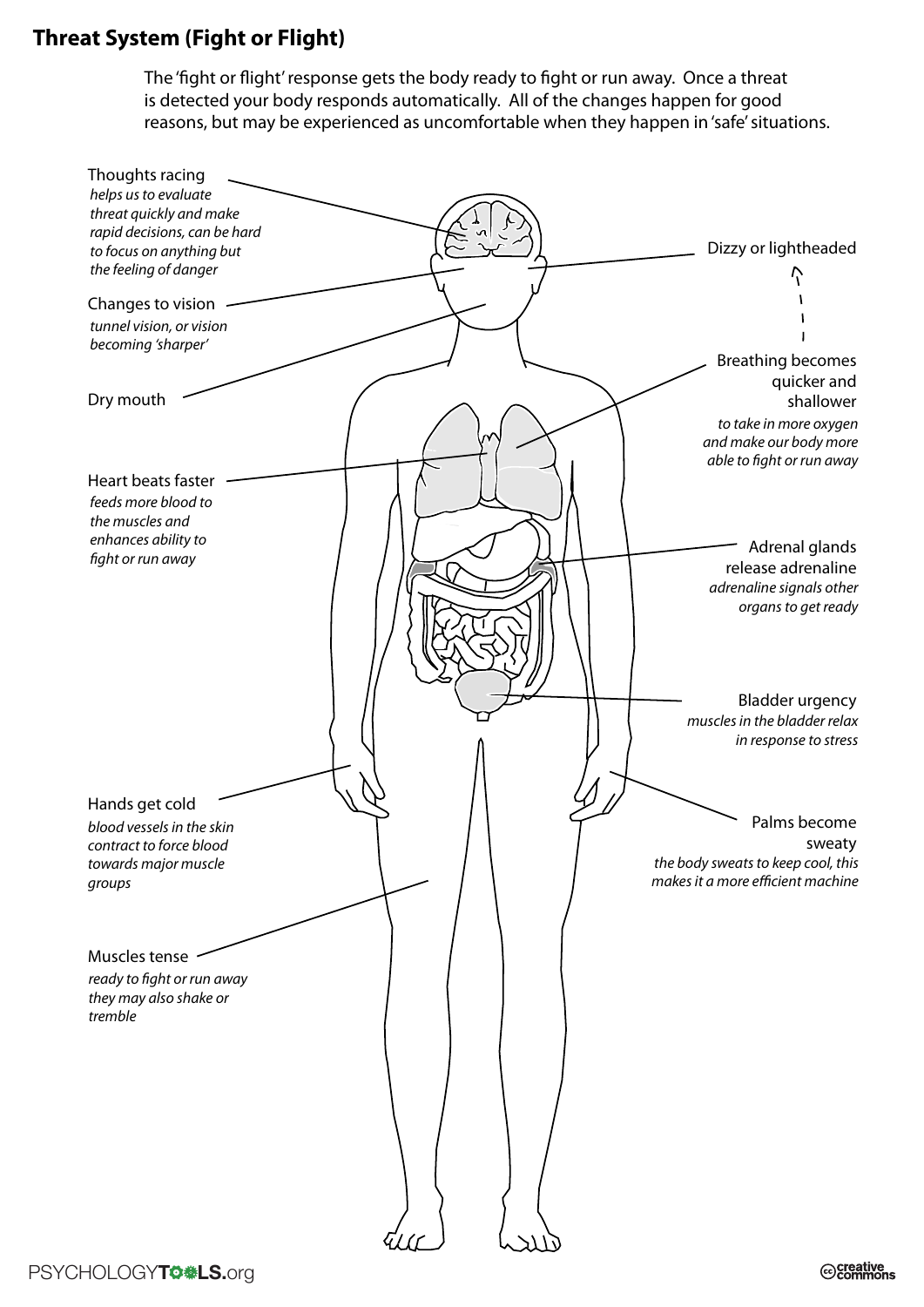# Threat System (Fight or Flight)

The 'fight or flight' response gets the body ready to fight or run away. Once a threat is detected your body responds automatically. All of the changes happen for good reasons, but may be experienced as uncomfortable when they happen in 'safe' situations.

Thoughts racing
*helps us to evaluate threat quickly and make rapid decisions, can be hard to focus on anything but the feeling of danger*

Changes to vision
*tunnel vision, or vision becoming 'sharper'*

Dry mouth

Heart beats faster
*feeds more blood to the muscles and enhances ability to fight or run away*

Hands get cold
*blood vessels in the skin contract to force blood towards major muscle groups*

Muscles tense
*ready to fight or run away they may also shake or tremble*

Dizzy or lightheaded

Breathing becomes quicker and shallower
*to take in more oxygen and make our body more able to fight or run away*

Adrenal glands release adrenaline
*adrenaline signals other organs to get ready*

Bladder urgency
*muscles in the bladder relax in response to stress*

Palms become sweaty
*the body sweats to keep cool, this makes it a more efficient machine*

PSYCHOLOGYTOOLS.org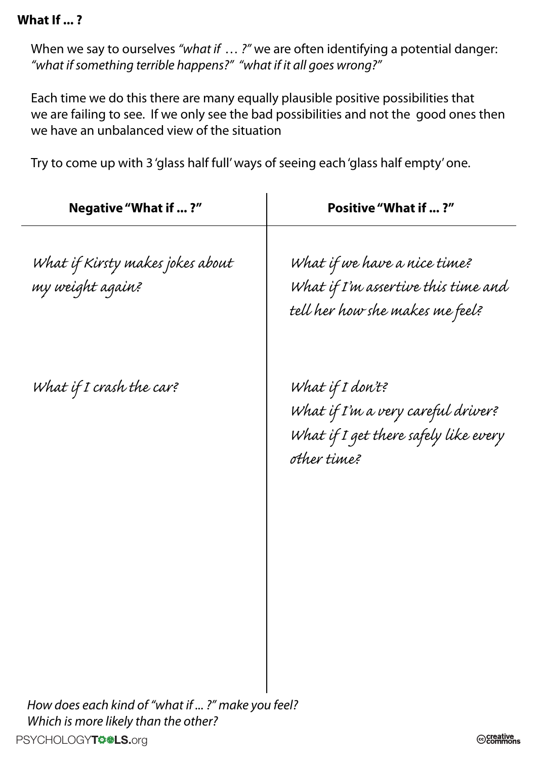## What If ... ?

When we say to ourselves *"what if … ?"* we are often identifying a potential danger: *"what if something terrible happens?" "what if it all goes wrong?"*

Each time we do this there are many equally plausible positive possibilities that we are failing to see. If we only see the bad possibilities and not the good ones then we have an unbalanced view of the situation

Try to come up with 3 'glass half full' ways of seeing each 'glass half empty' one.

| Negative "What if ... ?" | Positive "What if ... ?" |
|---|---|
| *What if Kirsty makes jokes about my weight again?* | *What if we have a nice time?*<br>*What if I'm assertive this time and tell her how she makes me feel?* |
| *What if I crash the car?* | *What if I don't?*<br>*What if I'm a very careful driver?*<br>*What if I get there safely like every other time?* |

*How does each kind of "what if ... ?" make you feel?*
*Which is more likely than the other?*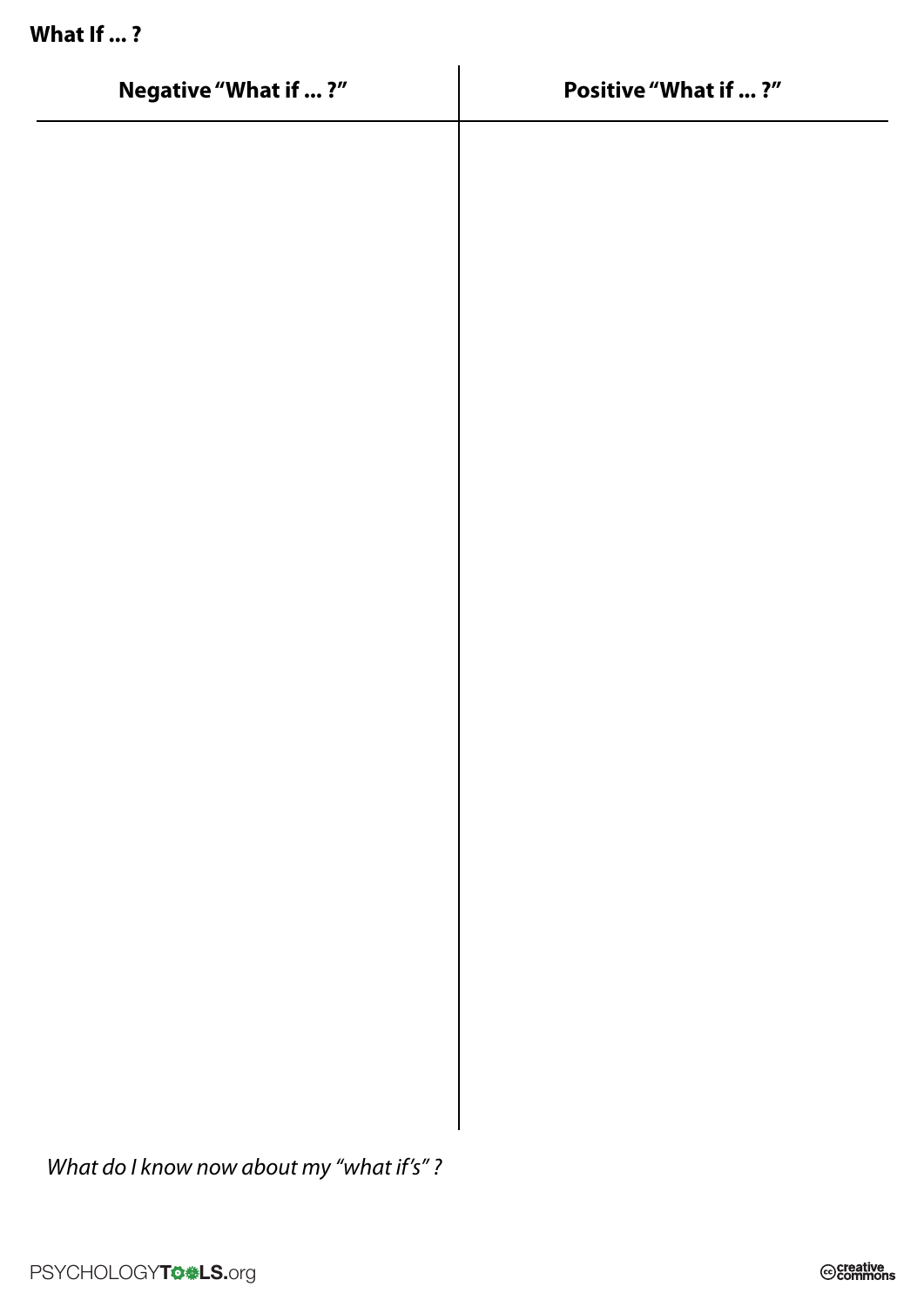**What If … ?**

| Negative "What if … ?" | Positive "What if … ?" |
| --- | --- |
| | |

*What do I know now about my "what if's" ?*